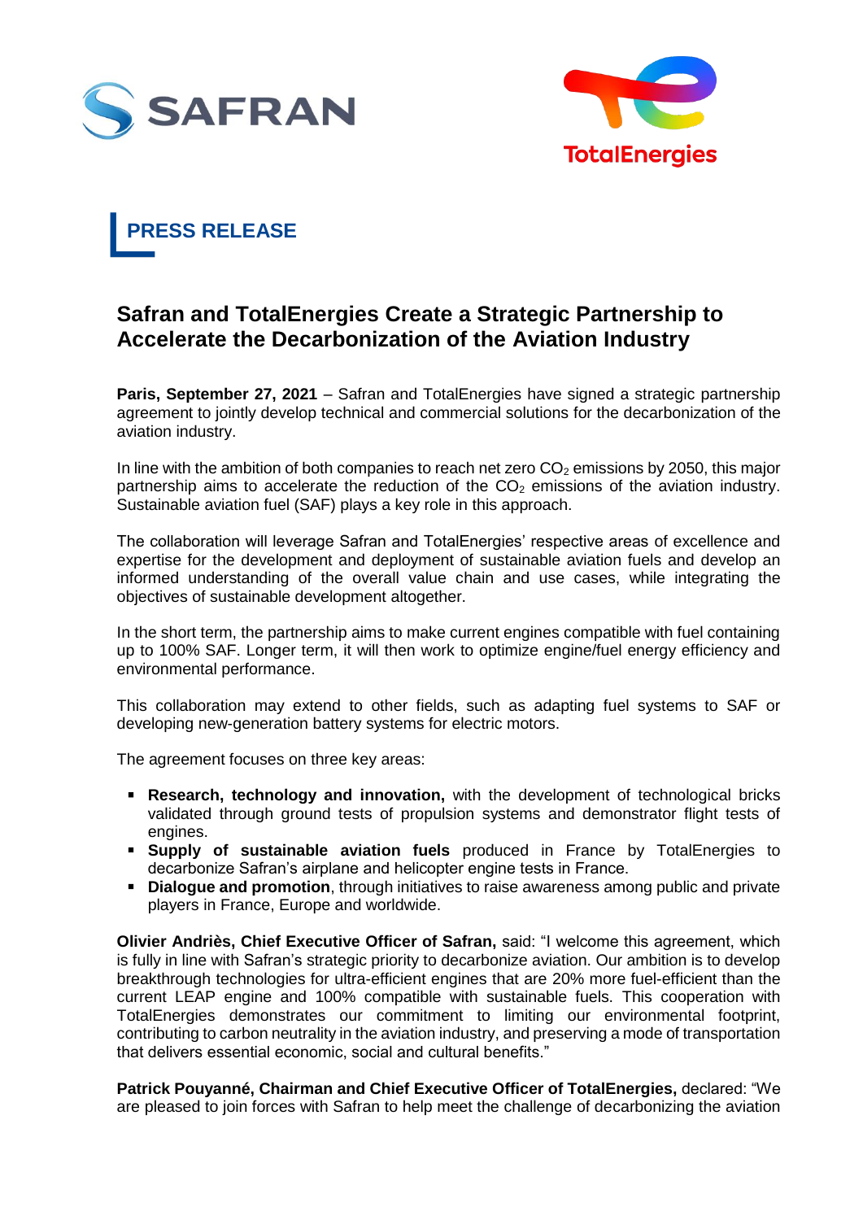SAFRAN

TotalEnergies

**PRESS RELEASE**

# Safran and TotalEnergies Create a Strategic Partnership to Accelerate the Decarbonization of the Aviation Industry

**Paris, September 27, 2021** – Safran and TotalEnergies have signed a strategic partnership agreement to jointly develop technical and commercial solutions for the decarbonization of the aviation industry.

In line with the ambition of both companies to reach net zero $CO_2$ emissions by 2050, this major partnership aims to accelerate the reduction of the $CO_2$ emissions of the aviation industry. Sustainable aviation fuel (SAF) plays a key role in this approach.

The collaboration will leverage Safran and TotalEnergies' respective areas of excellence and expertise for the development and deployment of sustainable aviation fuels and develop an informed understanding of the overall value chain and use cases, while integrating the objectives of sustainable development altogether.

In the short term, the partnership aims to make current engines compatible with fuel containing up to 100% SAF. Longer term, it will then work to optimize engine/fuel energy efficiency and environmental performance.

This collaboration may extend to other fields, such as adapting fuel systems to SAF or developing new-generation battery systems for electric motors.

The agreement focuses on three key areas:

- **Research, technology and innovation,** with the development of technological bricks validated through ground tests of propulsion systems and demonstrator flight tests of engines.
- **Supply of sustainable aviation fuels** produced in France by TotalEnergies to decarbonize Safran's airplane and helicopter engine tests in France.
- **Dialogue and promotion**, through initiatives to raise awareness among public and private players in France, Europe and worldwide.

**Olivier Andriès, Chief Executive Officer of Safran,** said: "I welcome this agreement, which is fully in line with Safran's strategic priority to decarbonize aviation. Our ambition is to develop breakthrough technologies for ultra-efficient engines that are 20% more fuel-efficient than the current LEAP engine and 100% compatible with sustainable fuels. This cooperation with TotalEnergies demonstrates our commitment to limiting our environmental footprint, contributing to carbon neutrality in the aviation industry, and preserving a mode of transportation that delivers essential economic, social and cultural benefits."

**Patrick Pouyanné, Chairman and Chief Executive Officer of TotalEnergies,** declared: "We are pleased to join forces with Safran to help meet the challenge of decarbonizing the aviation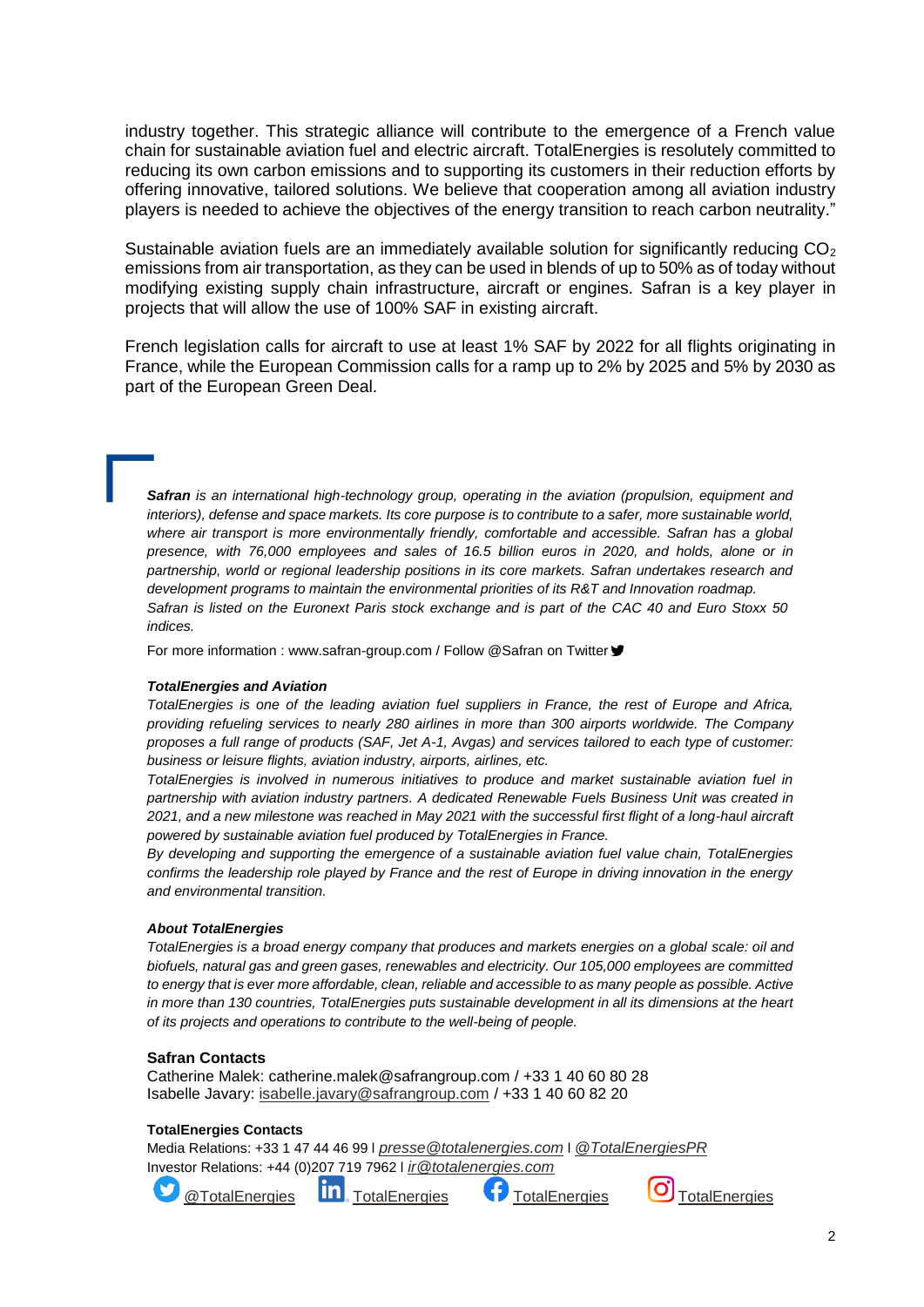industry together. This strategic alliance will contribute to the emergence of a French value chain for sustainable aviation fuel and electric aircraft. TotalEnergies is resolutely committed to reducing its own carbon emissions and to supporting its customers in their reduction efforts by offering innovative, tailored solutions. We believe that cooperation among all aviation industry players is needed to achieve the objectives of the energy transition to reach carbon neutrality."

Sustainable aviation fuels are an immediately available solution for significantly reducing $CO_2$ emissions from air transportation, as they can be used in blends of up to 50% as of today without modifying existing supply chain infrastructure, aircraft or engines. Safran is a key player in projects that will allow the use of 100% SAF in existing aircraft.

French legislation calls for aircraft to use at least 1% SAF by 2022 for all flights originating in France, while the European Commission calls for a ramp up to 2% by 2025 and 5% by 2030 as part of the European Green Deal.

***Safran*** *is an international high-technology group, operating in the aviation (propulsion, equipment and interiors), defense and space markets. Its core purpose is to contribute to a safer, more sustainable world, where air transport is more environmentally friendly, comfortable and accessible. Safran has a global presence, with 76,000 employees and sales of 16.5 billion euros in 2020, and holds, alone or in partnership, world or regional leadership positions in its core markets. Safran undertakes research and development programs to maintain the environmental priorities of its R&T and Innovation roadmap.*
*Safran is listed on the Euronext Paris stock exchange and is part of the CAC 40 and Euro Stoxx 50 indices.*

For more information : www.safran-group.com / Follow @Safran on Twitter

***TotalEnergies and Aviation***

*TotalEnergies is one of the leading aviation fuel suppliers in France, the rest of Europe and Africa, providing refueling services to nearly 280 airlines in more than 300 airports worldwide. The Company proposes a full range of products (SAF, Jet A-1, Avgas) and services tailored to each type of customer: business or leisure flights, aviation industry, airports, airlines, etc.*
*TotalEnergies is involved in numerous initiatives to produce and market sustainable aviation fuel in partnership with aviation industry partners. A dedicated Renewable Fuels Business Unit was created in 2021, and a new milestone was reached in May 2021 with the successful first flight of a long-haul aircraft powered by sustainable aviation fuel produced by TotalEnergies in France.*
*By developing and supporting the emergence of a sustainable aviation fuel value chain, TotalEnergies confirms the leadership role played by France and the rest of Europe in driving innovation in the energy and environmental transition.*

***About TotalEnergies***

*TotalEnergies is a broad energy company that produces and markets energies on a global scale: oil and biofuels, natural gas and green gases, renewables and electricity. Our 105,000 employees are committed to energy that is ever more affordable, clean, reliable and accessible to as many people as possible. Active in more than 130 countries, TotalEnergies puts sustainable development in all its dimensions at the heart of its projects and operations to contribute to the well-being of people.*

**Safran Contacts**

Catherine Malek: catherine.malek@safrangroup.com / +33 1 40 60 80 28
Isabelle Javary: isabelle.javary@safrangroup.com / +33 1 40 60 82 20

**TotalEnergies Contacts**

Media Relations: +33 1 47 44 46 99 l *presse@totalenergies.com* l *@TotalEnergiesPR*
Investor Relations: +44 (0)207 719 7962 l *ir@totalenergies.com*

@TotalEnergies TotalEnergies TotalEnergies TotalEnergies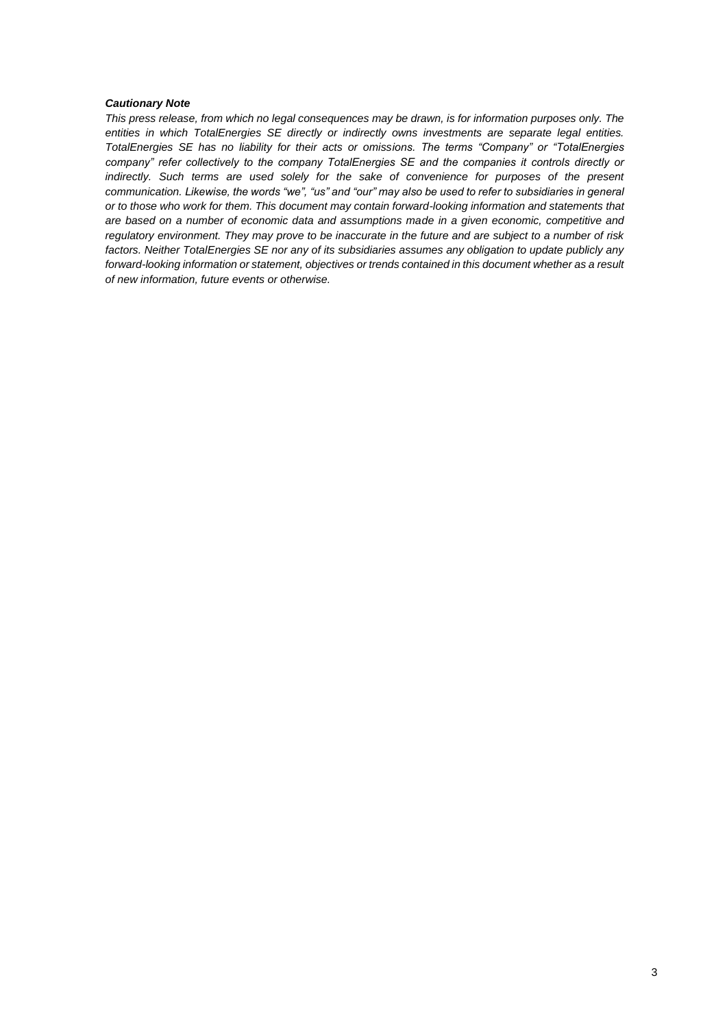***Cautionary Note***

*This press release, from which no legal consequences may be drawn, is for information purposes only. The entities in which TotalEnergies SE directly or indirectly owns investments are separate legal entities. TotalEnergies SE has no liability for their acts or omissions. The terms "Company" or "TotalEnergies company" refer collectively to the company TotalEnergies SE and the companies it controls directly or indirectly. Such terms are used solely for the sake of convenience for purposes of the present communication. Likewise, the words "we", "us" and "our" may also be used to refer to subsidiaries in general or to those who work for them. This document may contain forward-looking information and statements that are based on a number of economic data and assumptions made in a given economic, competitive and regulatory environment. They may prove to be inaccurate in the future and are subject to a number of risk factors. Neither TotalEnergies SE nor any of its subsidiaries assumes any obligation to update publicly any forward-looking information or statement, objectives or trends contained in this document whether as a result of new information, future events or otherwise.*